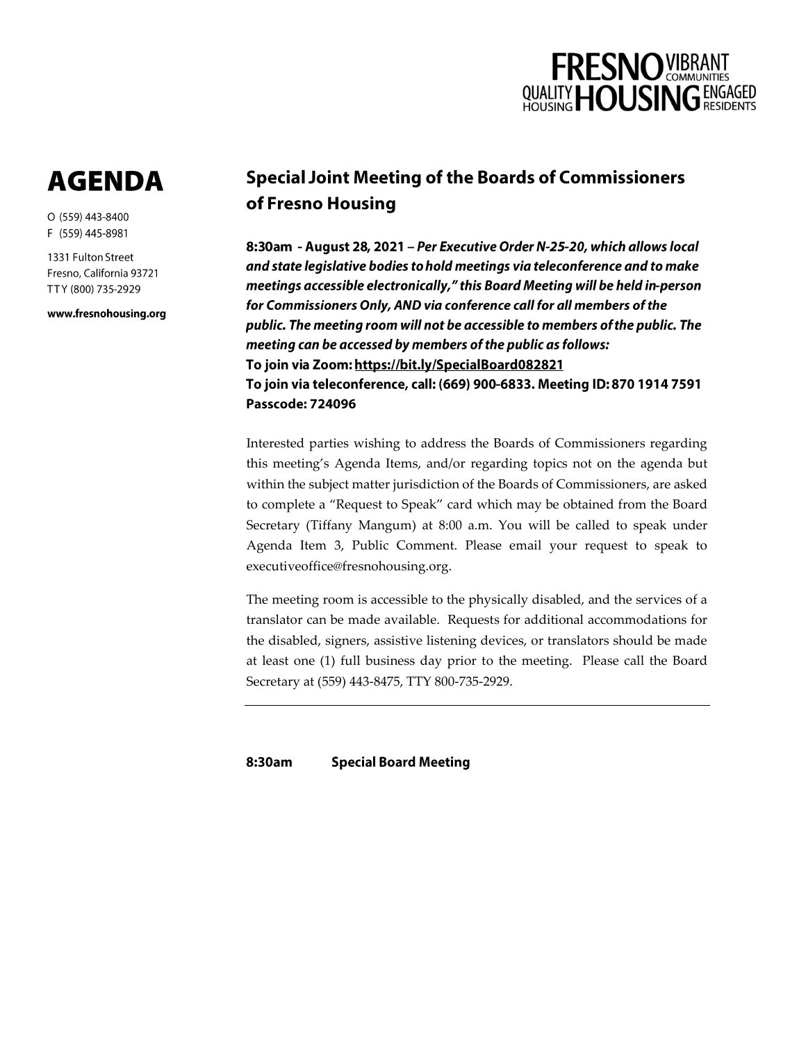FRESNO HOUSING — QUALITY HOUSING · VIBRANT COMMUNITIES · ENGAGED RESIDENTS

# AGENDA

O (559) 443-8400
F (559) 445-8981

1331 Fulton Street
Fresno, California 93721
TTY (800) 735-2929

**www.fresnohousing.org**

## Special Joint Meeting of the Boards of Commissioners of Fresno Housing

**8:30am - August 28, 2021 –** ***Per Executive Order N-25-20, which allows local and state legislative bodies to hold meetings via teleconference and to make meetings accessible electronically," this Board Meeting will be held in-person for Commissioners Only, AND via conference call for all members of the public. The meeting room will not be accessible to members of the public. The meeting can be accessed by members of the public as follows:***
**To join via Zoom: https://bit.ly/SpecialBoard082821**
**To join via teleconference, call: (669) 900-6833. Meeting ID: 870 1914 7591**
**Passcode: 724096**

Interested parties wishing to address the Boards of Commissioners regarding this meeting's Agenda Items, and/or regarding topics not on the agenda but within the subject matter jurisdiction of the Boards of Commissioners, are asked to complete a "Request to Speak" card which may be obtained from the Board Secretary (Tiffany Mangum) at 8:00 a.m. You will be called to speak under Agenda Item 3, Public Comment. Please email your request to speak to executiveoffice@fresnohousing.org.

The meeting room is accessible to the physically disabled, and the services of a translator can be made available. Requests for additional accommodations for the disabled, signers, assistive listening devices, or translators should be made at least one (1) full business day prior to the meeting. Please call the Board Secretary at (559) 443-8475, TTY 800-735-2929.

---

**8:30am Special Board Meeting**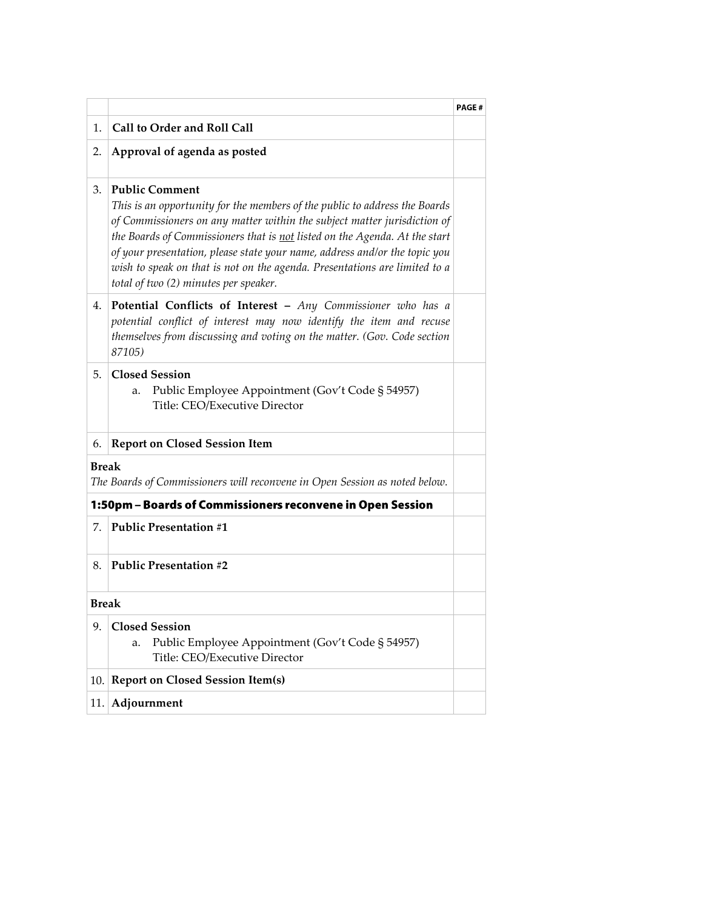| | | PAGE # |
|---|---|---|
| 1. | **Call to Order and Roll Call** | |
| 2. | **Approval of agenda as posted** | |
| 3. | **Public Comment**<br>*This is an opportunity for the members of the public to address the Boards of Commissioners on any matter within the subject matter jurisdiction of the Boards of Commissioners that is not listed on the Agenda. At the start of your presentation, please state your name, address and/or the topic you wish to speak on that is not on the agenda. Presentations are limited to a total of two (2) minutes per speaker.* | |
| 4. | **Potential Conflicts of Interest –** *Any Commissioner who has a potential conflict of interest may now identify the item and recuse themselves from discussing and voting on the matter. (Gov. Code section 87105)* | |
| 5. | **Closed Session**<br>a. Public Employee Appointment (Gov't Code § 54957)<br>Title: CEO/Executive Director | |
| 6. | **Report on Closed Session Item** | |
| **Break**<br>*The Boards of Commissioners will reconvene in Open Session as noted below.* | | |
| **1:50pm – Boards of Commissioners reconvene in Open Session** | | |
| 7. | **Public Presentation #1** | |
| 8. | **Public Presentation #2** | |
| **Break** | | |
| 9. | **Closed Session**<br>a. Public Employee Appointment (Gov't Code § 54957)<br>Title: CEO/Executive Director | |
| 10. | **Report on Closed Session Item(s)** | |
| 11. | **Adjournment** | |